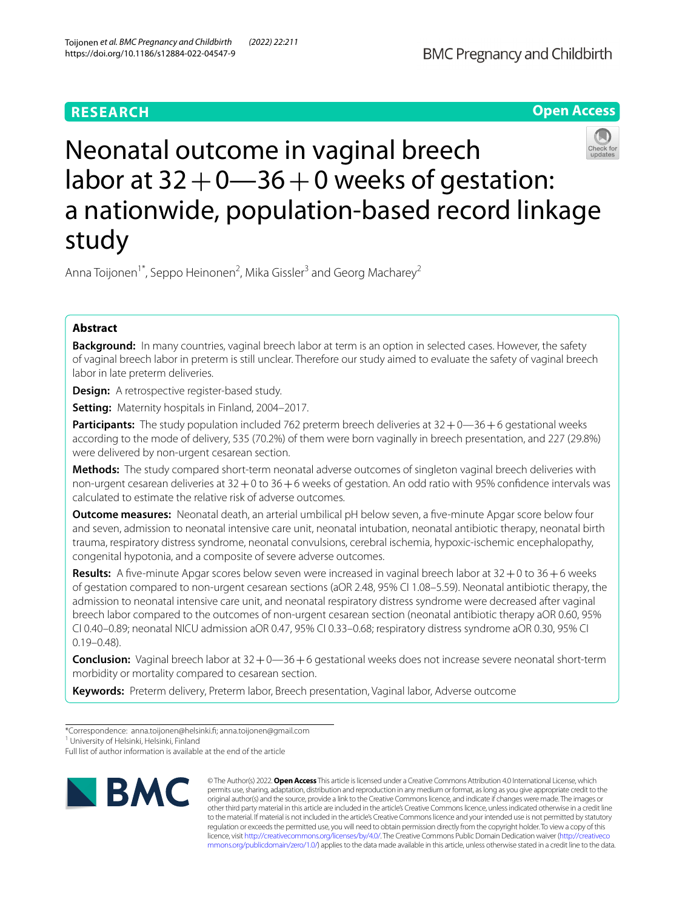RESEARCH

Open Access

# Neonatal outcome in vaginal breech labor at 32 + 0—36 + 0 weeks of gestation: a nationwide, population-based record linkage study

Anna Toijonen[1*], Seppo Heinonen[2], Mika Gissler[3] and Georg Macharey[2]

## Abstract

**Background:** In many countries, vaginal breech labor at term is an option in selected cases. However, the safety of vaginal breech labor in preterm is still unclear. Therefore our study aimed to evaluate the safety of vaginal breech labor in late preterm deliveries.

**Design:** A retrospective register-based study.

**Setting:** Maternity hospitals in Finland, 2004–2017.

**Participants:** The study population included 762 preterm breech deliveries at 32 + 0—36 + 6 gestational weeks according to the mode of delivery, 535 (70.2%) of them were born vaginally in breech presentation, and 227 (29.8%) were delivered by non-urgent cesarean section.

**Methods:** The study compared short-term neonatal adverse outcomes of singleton vaginal breech deliveries with non-urgent cesarean deliveries at 32 + 0 to 36 + 6 weeks of gestation. An odd ratio with 95% confidence intervals was calculated to estimate the relative risk of adverse outcomes.

**Outcome measures:** Neonatal death, an arterial umbilical pH below seven, a five-minute Apgar score below four and seven, admission to neonatal intensive care unit, neonatal intubation, neonatal antibiotic therapy, neonatal birth trauma, respiratory distress syndrome, neonatal convulsions, cerebral ischemia, hypoxic-ischemic encephalopathy, congenital hypotonia, and a composite of severe adverse outcomes.

**Results:** A five-minute Apgar scores below seven were increased in vaginal breech labor at 32 + 0 to 36 + 6 weeks of gestation compared to non-urgent cesarean sections (aOR 2.48, 95% CI 1.08–5.59). Neonatal antibiotic therapy, the admission to neonatal intensive care unit, and neonatal respiratory distress syndrome were decreased after vaginal breech labor compared to the outcomes of non-urgent cesarean section (neonatal antibiotic therapy aOR 0.60, 95% CI 0.40–0.89; neonatal NICU admission aOR 0.47, 95% CI 0.33–0.68; respiratory distress syndrome aOR 0.30, 95% CI 0.19–0.48).

**Conclusion:** Vaginal breech labor at 32 + 0—36 + 6 gestational weeks does not increase severe neonatal short-term morbidity or mortality compared to cesarean section.

**Keywords:** Preterm delivery, Preterm labor, Breech presentation, Vaginal labor, Adverse outcome

*Correspondence: anna.toijonen@helsinki.fi; anna.toijonen@gmail.com
[1] University of Helsinki, Helsinki, Finland
Full list of author information is available at the end of the article

© The Author(s) 2022. **Open Access** This article is licensed under a Creative Commons Attribution 4.0 International License, which permits use, sharing, adaptation, distribution and reproduction in any medium or format, as long as you give appropriate credit to the original author(s) and the source, provide a link to the Creative Commons licence, and indicate if changes were made. The images or other third party material in this article are included in the article's Creative Commons licence, unless indicated otherwise in a credit line to the material. If material is not included in the article's Creative Commons licence and your intended use is not permitted by statutory regulation or exceeds the permitted use, you will need to obtain permission directly from the copyright holder. To view a copy of this licence, visit http://creativecommons.org/licenses/by/4.0/. The Creative Commons Public Domain Dedication waiver (http://creativecommons.org/publicdomain/zero/1.0/) applies to the data made available in this article, unless otherwise stated in a credit line to the data.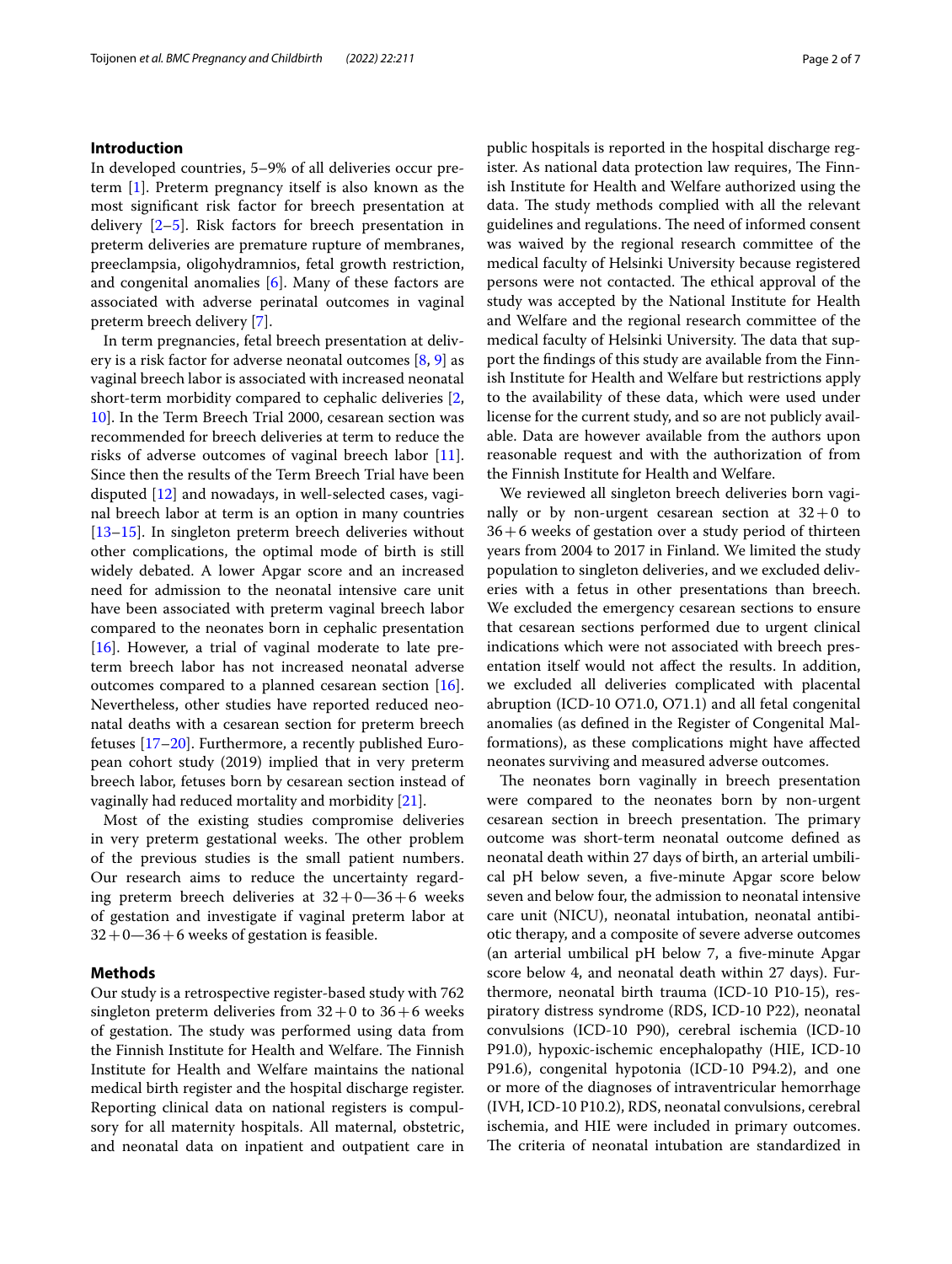## Introduction

In developed countries, 5–9% of all deliveries occur preterm [1]. Preterm pregnancy itself is also known as the most significant risk factor for breech presentation at delivery [2–5]. Risk factors for breech presentation in preterm deliveries are premature rupture of membranes, preeclampsia, oligohydramnios, fetal growth restriction, and congenital anomalies [6]. Many of these factors are associated with adverse perinatal outcomes in vaginal preterm breech delivery [7].

In term pregnancies, fetal breech presentation at delivery is a risk factor for adverse neonatal outcomes [8, 9] as vaginal breech labor is associated with increased neonatal short-term morbidity compared to cephalic deliveries [2, 10]. In the Term Breech Trial 2000, cesarean section was recommended for breech deliveries at term to reduce the risks of adverse outcomes of vaginal breech labor [11]. Since then the results of the Term Breech Trial have been disputed [12] and nowadays, in well-selected cases, vaginal breech labor at term is an option in many countries [13–15]. In singleton preterm breech deliveries without other complications, the optimal mode of birth is still widely debated. A lower Apgar score and an increased need for admission to the neonatal intensive care unit have been associated with preterm vaginal breech labor compared to the neonates born in cephalic presentation [16]. However, a trial of vaginal moderate to late preterm breech labor has not increased neonatal adverse outcomes compared to a planned cesarean section [16]. Nevertheless, other studies have reported reduced neonatal deaths with a cesarean section for preterm breech fetuses [17–20]. Furthermore, a recently published European cohort study (2019) implied that in very preterm breech labor, fetuses born by cesarean section instead of vaginally had reduced mortality and morbidity [21].

Most of the existing studies compromise deliveries in very preterm gestational weeks. The other problem of the previous studies is the small patient numbers. Our research aims to reduce the uncertainty regarding preterm breech deliveries at 32 + 0—36 + 6 weeks of gestation and investigate if vaginal preterm labor at 32 + 0—36 + 6 weeks of gestation is feasible.

## Methods

Our study is a retrospective register-based study with 762 singleton preterm deliveries from 32 + 0 to 36 + 6 weeks of gestation. The study was performed using data from the Finnish Institute for Health and Welfare. The Finnish Institute for Health and Welfare maintains the national medical birth register and the hospital discharge register. Reporting clinical data on national registers is compulsory for all maternity hospitals. All maternal, obstetric, and neonatal data on inpatient and outpatient care in public hospitals is reported in the hospital discharge register. As national data protection law requires, The Finnish Institute for Health and Welfare authorized using the data. The study methods complied with all the relevant guidelines and regulations. The need of informed consent was waived by the regional research committee of the medical faculty of Helsinki University because registered persons were not contacted. The ethical approval of the study was accepted by the National Institute for Health and Welfare and the regional research committee of the medical faculty of Helsinki University. The data that support the findings of this study are available from the Finnish Institute for Health and Welfare but restrictions apply to the availability of these data, which were used under license for the current study, and so are not publicly available. Data are however available from the authors upon reasonable request and with the authorization of from the Finnish Institute for Health and Welfare.

We reviewed all singleton breech deliveries born vaginally or by non-urgent cesarean section at 32 + 0 to 36 + 6 weeks of gestation over a study period of thirteen years from 2004 to 2017 in Finland. We limited the study population to singleton deliveries, and we excluded deliveries with a fetus in other presentations than breech. We excluded the emergency cesarean sections to ensure that cesarean sections performed due to urgent clinical indications which were not associated with breech presentation itself would not affect the results. In addition, we excluded all deliveries complicated with placental abruption (ICD-10 O71.0, O71.1) and all fetal congenital anomalies (as defined in the Register of Congenital Malformations), as these complications might have affected neonates surviving and measured adverse outcomes.

The neonates born vaginally in breech presentation were compared to the neonates born by non-urgent cesarean section in breech presentation. The primary outcome was short-term neonatal outcome defined as neonatal death within 27 days of birth, an arterial umbilical pH below seven, a five-minute Apgar score below seven and below four, the admission to neonatal intensive care unit (NICU), neonatal intubation, neonatal antibiotic therapy, and a composite of severe adverse outcomes (an arterial umbilical pH below 7, a five-minute Apgar score below 4, and neonatal death within 27 days). Furthermore, neonatal birth trauma (ICD-10 P10-15), respiratory distress syndrome (RDS, ICD-10 P22), neonatal convulsions (ICD-10 P90), cerebral ischemia (ICD-10 P91.0), hypoxic-ischemic encephalopathy (HIE, ICD-10 P91.6), congenital hypotonia (ICD-10 P94.2), and one or more of the diagnoses of intraventricular hemorrhage (IVH, ICD-10 P10.2), RDS, neonatal convulsions, cerebral ischemia, and HIE were included in primary outcomes. The criteria of neonatal intubation are standardized in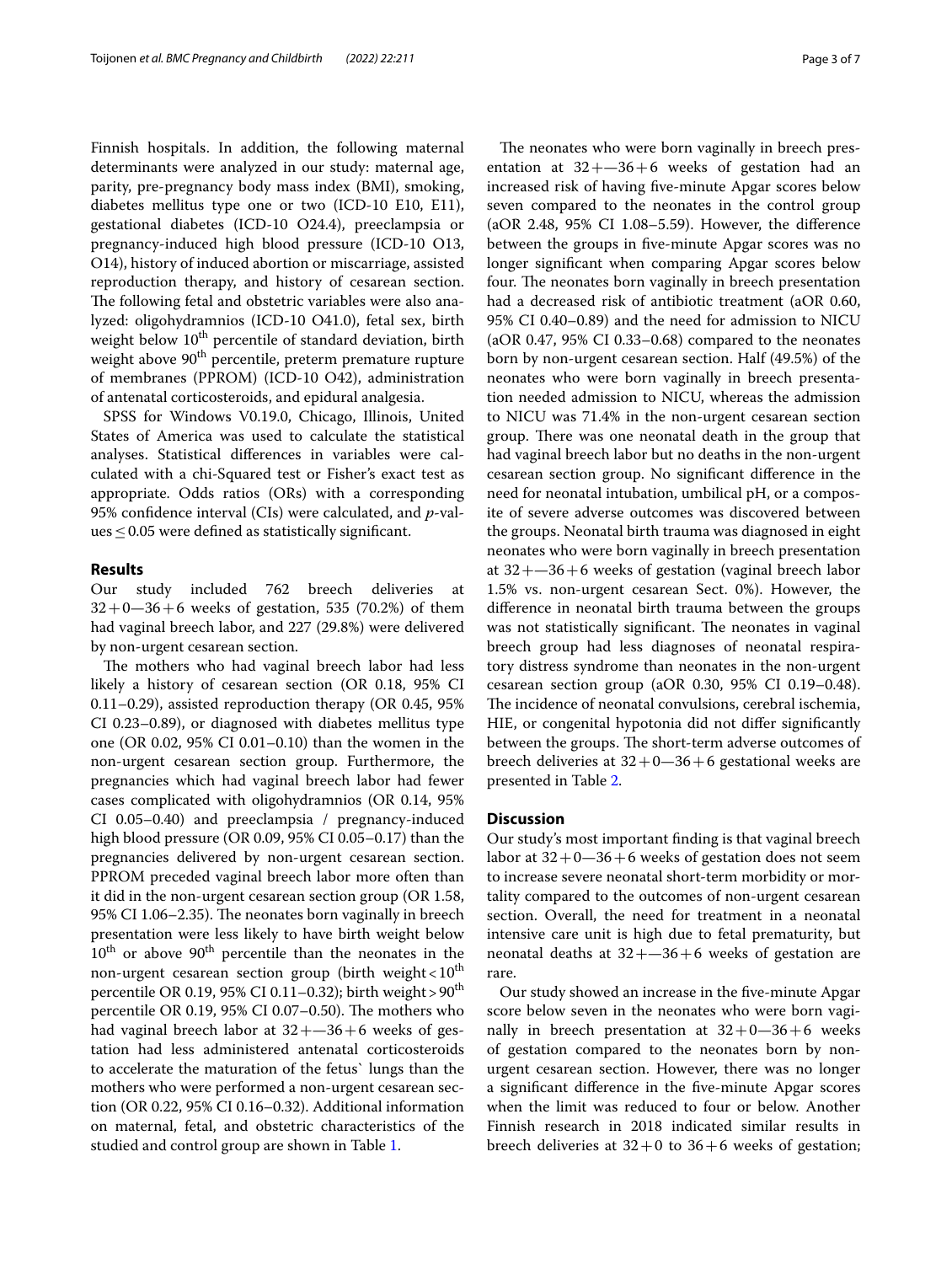Finnish hospitals. In addition, the following maternal determinants were analyzed in our study: maternal age, parity, pre-pregnancy body mass index (BMI), smoking, diabetes mellitus type one or two (ICD-10 E10, E11), gestational diabetes (ICD-10 O24.4), preeclampsia or pregnancy-induced high blood pressure (ICD-10 O13, O14), history of induced abortion or miscarriage, assisted reproduction therapy, and history of cesarean section. The following fetal and obstetric variables were also analyzed: oligohydramnios (ICD-10 O41.0), fetal sex, birth weight below $10^{th}$ percentile of standard deviation, birth weight above $90^{th}$ percentile, preterm premature rupture of membranes (PPROM) (ICD-10 O42), administration of antenatal corticosteroids, and epidural analgesia.

SPSS for Windows V0.19.0, Chicago, Illinois, United States of America was used to calculate the statistical analyses. Statistical differences in variables were calculated with a chi-Squared test or Fisher's exact test as appropriate. Odds ratios (ORs) with a corresponding 95% confidence interval (CIs) were calculated, and *p*-values $\leq 0.05$ were defined as statistically significant.

## Results

Our study included 762 breech deliveries at 32+0—36+6 weeks of gestation, 535 (70.2%) of them had vaginal breech labor, and 227 (29.8%) were delivered by non-urgent cesarean section.

The mothers who had vaginal breech labor had less likely a history of cesarean section (OR 0.18, 95% CI 0.11–0.29), assisted reproduction therapy (OR 0.45, 95% CI 0.23–0.89), or diagnosed with diabetes mellitus type one (OR 0.02, 95% CI 0.01–0.10) than the women in the non-urgent cesarean section group. Furthermore, the pregnancies which had vaginal breech labor had fewer cases complicated with oligohydramnios (OR 0.14, 95% CI 0.05–0.40) and preeclampsia / pregnancy-induced high blood pressure (OR 0.09, 95% CI 0.05–0.17) than the pregnancies delivered by non-urgent cesarean section. PPROM preceded vaginal breech labor more often than it did in the non-urgent cesarean section group (OR 1.58, 95% CI 1.06–2.35). The neonates born vaginally in breech presentation were less likely to have birth weight below $10^{th}$ or above $90^{th}$ percentile than the neonates in the non-urgent cesarean section group (birth weight < $10^{th}$ percentile OR 0.19, 95% CI 0.11–0.32); birth weight > $90^{th}$ percentile OR 0.19, 95% CI 0.07–0.50). The mothers who had vaginal breech labor at 32+—36+6 weeks of gestation had less administered antenatal corticosteroids to accelerate the maturation of the fetus` lungs than the mothers who were performed a non-urgent cesarean section (OR 0.22, 95% CI 0.16–0.32). Additional information on maternal, fetal, and obstetric characteristics of the studied and control group are shown in Table 1.

The neonates who were born vaginally in breech presentation at 32+—36+6 weeks of gestation had an increased risk of having five-minute Apgar scores below seven compared to the neonates in the control group (aOR 2.48, 95% CI 1.08–5.59). However, the difference between the groups in five-minute Apgar scores was no longer significant when comparing Apgar scores below four. The neonates born vaginally in breech presentation had a decreased risk of antibiotic treatment (aOR 0.60, 95% CI 0.40–0.89) and the need for admission to NICU (aOR 0.47, 95% CI 0.33–0.68) compared to the neonates born by non-urgent cesarean section. Half (49.5%) of the neonates who were born vaginally in breech presentation needed admission to NICU, whereas the admission to NICU was 71.4% in the non-urgent cesarean section group. There was one neonatal death in the group that had vaginal breech labor but no deaths in the non-urgent cesarean section group. No significant difference in the need for neonatal intubation, umbilical pH, or a composite of severe adverse outcomes was discovered between the groups. Neonatal birth trauma was diagnosed in eight neonates who were born vaginally in breech presentation at 32+—36+6 weeks of gestation (vaginal breech labor 1.5% vs. non-urgent cesarean Sect. 0%). However, the difference in neonatal birth trauma between the groups was not statistically significant. The neonates in vaginal breech group had less diagnoses of neonatal respiratory distress syndrome than neonates in the non-urgent cesarean section group (aOR 0.30, 95% CI 0.19–0.48). The incidence of neonatal convulsions, cerebral ischemia, HIE, or congenital hypotonia did not differ significantly between the groups. The short-term adverse outcomes of breech deliveries at 32+0—36+6 gestational weeks are presented in Table 2.

## Discussion

Our study's most important finding is that vaginal breech labor at 32+0—36+6 weeks of gestation does not seem to increase severe neonatal short-term morbidity or mortality compared to the outcomes of non-urgent cesarean section. Overall, the need for treatment in a neonatal intensive care unit is high due to fetal prematurity, but neonatal deaths at 32+—36+6 weeks of gestation are rare.

Our study showed an increase in the five-minute Apgar score below seven in the neonates who were born vaginally in breech presentation at 32+0—36+6 weeks of gestation compared to the neonates born by non-urgent cesarean section. However, there was no longer a significant difference in the five-minute Apgar scores when the limit was reduced to four or below. Another Finnish research in 2018 indicated similar results in breech deliveries at 32+0 to 36+6 weeks of gestation;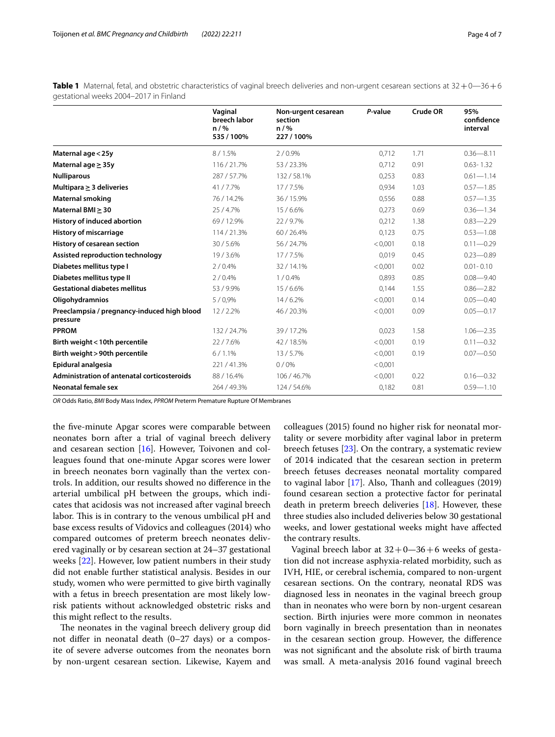**Table 1** Maternal, fetal, and obstetric characteristics of vaginal breech deliveries and non-urgent cesarean sections at 32 + 0—36 + 6 gestational weeks 2004–2017 in Finland

| | Vaginal breech labor n / % 535 / 100% | Non-urgent cesarean section n / % 227 / 100% | *P*-value | Crude OR | 95% confidence interval |
|---|---|---|---|---|---|
| **Maternal age < 25y** | 8 / 1.5% | 2 / 0.9% | 0,712 | 1.71 | 0.36—8.11 |
| **Maternal age ≥ 35y** | 116 / 21.7% | 53 / 23.3% | 0,712 | 0.91 | 0.63- 1.32 |
| **Nulliparous** | 287 / 57.7% | 132 / 58.1% | 0,253 | 0.83 | 0.61—1.14 |
| **Multipara ≥ 3 deliveries** | 41 / 7.7% | 17 / 7.5% | 0,934 | 1.03 | 0.57—1.85 |
| **Maternal smoking** | 76 / 14.2% | 36 / 15.9% | 0,556 | 0.88 | 0.57—1.35 |
| **Maternal BMI ≥ 30** | 25 / 4.7% | 15 / 6.6% | 0,273 | 0.69 | 0.36—1.34 |
| **History of induced abortion** | 69 / 12.9% | 22 / 9.7% | 0,212 | 1.38 | 0.83—2.29 |
| **History of miscarriage** | 114 / 21.3% | 60 / 26.4% | 0,123 | 0.75 | 0.53—1.08 |
| **History of cesarean section** | 30 / 5.6% | 56 / 24.7% | < 0,001 | 0.18 | 0.11—0.29 |
| **Assisted reproduction technology** | 19 / 3.6% | 17 / 7.5% | 0,019 | 0.45 | 0.23—0.89 |
| **Diabetes mellitus type I** | 2 / 0.4% | 32 / 14.1% | < 0,001 | 0.02 | 0.01- 0.10 |
| **Diabetes mellitus type II** | 2 / 0.4% | 1 / 0.4% | 0,893 | 0.85 | 0.08—9.40 |
| **Gestational diabetes mellitus** | 53 / 9.9% | 15 / 6.6% | 0,144 | 1.55 | 0.86—2.82 |
| **Oligohydramnios** | 5 / 0,9% | 14 / 6.2% | < 0,001 | 0.14 | 0.05—0.40 |
| **Preeclampsia / pregnancy-induced high blood pressure** | 12 / 2.2% | 46 / 20.3% | < 0,001 | 0.09 | 0.05—0.17 |
| **PPROM** | 132 / 24.7% | 39 / 17.2% | 0,023 | 1.58 | 1.06—2.35 |
| **Birth weight < 10th percentile** | 22 / 7.6% | 42 / 18.5% | < 0,001 | 0.19 | 0.11—0.32 |
| **Birth weight > 90th percentile** | 6 / 1.1% | 13 / 5.7% | < 0,001 | 0.19 | 0.07—0.50 |
| **Epidural analgesia** | 221 / 41.3% | 0 / 0% | < 0,001 | | |
| **Administration of antenatal corticosteroids** | 88 / 16.4% | 106 / 46.7% | < 0,001 | 0.22 | 0.16—0.32 |
| **Neonatal female sex** | 264 / 49.3% | 124 / 54.6% | 0,182 | 0.81 | 0.59—1.10 |

*OR* Odds Ratio, *BMI* Body Mass Index, *PPROM* Preterm Premature Rupture Of Membranes

the five-minute Apgar scores were comparable between neonates born after a trial of vaginal breech delivery and cesarean section [16]. However, Toivonen and colleagues found that one-minute Apgar scores were lower in breech neonates born vaginally than the vertex controls. In addition, our results showed no difference in the arterial umbilical pH between the groups, which indicates that acidosis was not increased after vaginal breech labor. This is in contrary to the venous umbilical pH and base excess results of Vidovics and colleagues (2014) who compared outcomes of preterm breech neonates delivered vaginally or by cesarean section at 24–37 gestational weeks [22]. However, low patient numbers in their study did not enable further statistical analysis. Besides in our study, women who were permitted to give birth vaginally with a fetus in breech presentation are most likely low-risk patients without acknowledged obstetric risks and this might reflect to the results.

The neonates in the vaginal breech delivery group did not differ in neonatal death (0–27 days) or a composite of severe adverse outcomes from the neonates born by non-urgent cesarean section. Likewise, Kayem and colleagues (2015) found no higher risk for neonatal mortality or severe morbidity after vaginal labor in preterm breech fetuses [23]. On the contrary, a systematic review of 2014 indicated that the cesarean section in preterm breech fetuses decreases neonatal mortality compared to vaginal labor [17]. Also, Thanh and colleagues (2019) found cesarean section a protective factor for perinatal death in preterm breech deliveries [18]. However, these three studies also included deliveries below 30 gestational weeks, and lower gestational weeks might have affected the contrary results.

Vaginal breech labor at 32 + 0—36 + 6 weeks of gestation did not increase asphyxia-related morbidity, such as IVH, HIE, or cerebral ischemia, compared to non-urgent cesarean sections. On the contrary, neonatal RDS was diagnosed less in neonates in the vaginal breech group than in neonates who were born by non-urgent cesarean section. Birth injuries were more common in neonates born vaginally in breech presentation than in neonates in the cesarean section group. However, the difference was not significant and the absolute risk of birth trauma was small. A meta-analysis 2016 found vaginal breech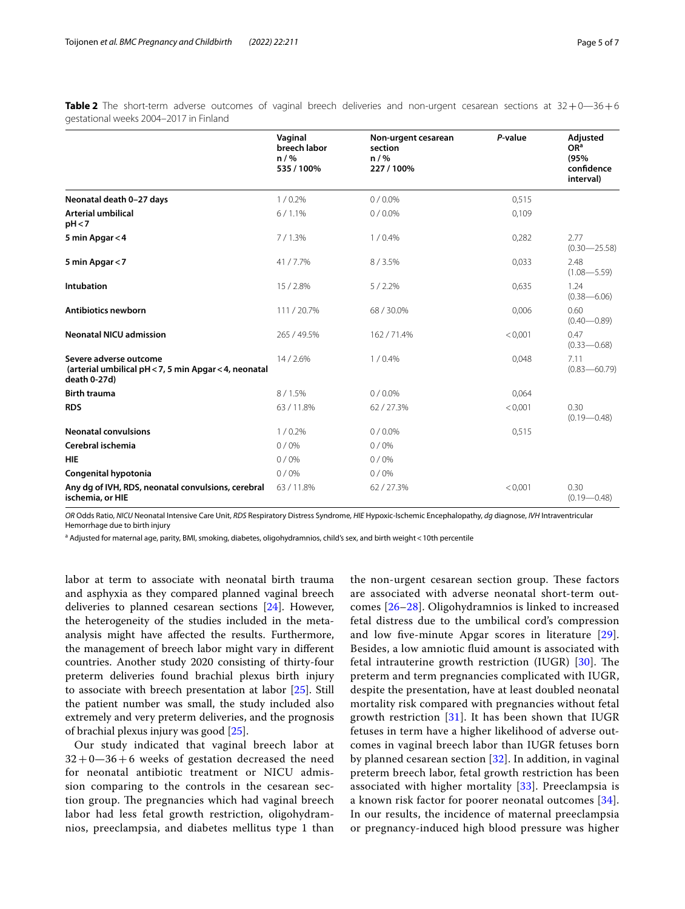**Table 2** The short-term adverse outcomes of vaginal breech deliveries and non-urgent cesarean sections at 32 + 0—36 + 6 gestational weeks 2004–2017 in Finland

| | Vaginal breech labor n / % 535 / 100% | Non-urgent cesarean section n / % 227 / 100% | *P*-value | Adjusted OR[a] (95% confidence interval) |
|---|---|---|---|---|
| **Neonatal death 0–27 days** | 1 / 0.2% | 0 / 0.0% | 0,515 | |
| **Arterial umbilical pH < 7** | 6 / 1.1% | 0 / 0.0% | 0,109 | |
| **5 min Apgar < 4** | 7 / 1.3% | 1 / 0.4% | 0,282 | 2.77 (0.30—25.58) |
| **5 min Apgar < 7** | 41 / 7.7% | 8 / 3.5% | 0,033 | 2.48 (1.08—5.59) |
| **Intubation** | 15 / 2.8% | 5 / 2.2% | 0,635 | 1.24 (0.38—6.06) |
| **Antibiotics newborn** | 111 / 20.7% | 68 / 30.0% | 0,006 | 0.60 (0.40—0.89) |
| **Neonatal NICU admission** | 265 / 49.5% | 162 / 71.4% | < 0,001 | 0.47 (0.33—0.68) |
| **Severe adverse outcome (arterial umbilical pH < 7, 5 min Apgar < 4, neonatal death 0-27d)** | 14 / 2.6% | 1 / 0.4% | 0,048 | 7.11 (0.83—60.79) |
| **Birth trauma** | 8 / 1.5% | 0 / 0.0% | 0,064 | |
| **RDS** | 63 / 11.8% | 62 / 27.3% | < 0,001 | 0.30 (0.19—0.48) |
| **Neonatal convulsions** | 1 / 0.2% | 0 / 0.0% | 0,515 | |
| **Cerebral ischemia** | 0 / 0% | 0 / 0% | | |
| **HIE** | 0 / 0% | 0 / 0% | | |
| **Congenital hypotonia** | 0 / 0% | 0 / 0% | | |
| **Any dg of IVH, RDS, neonatal convulsions, cerebral ischemia, or HIE** | 63 / 11.8% | 62 / 27.3% | < 0,001 | 0.30 (0.19—0.48) |

*OR* Odds Ratio, *NICU* Neonatal Intensive Care Unit, *RDS* Respiratory Distress Syndrome, *HIE* Hypoxic-Ischemic Encephalopathy, *dg* diagnose, *IVH* Intraventricular Hemorrhage due to birth injury

[a] Adjusted for maternal age, parity, BMI, smoking, diabetes, oligohydramnios, child's sex, and birth weight < 10th percentile

labor at term to associate with neonatal birth trauma and asphyxia as they compared planned vaginal breech deliveries to planned cesarean sections [24]. However, the heterogeneity of the studies included in the meta-analysis might have affected the results. Furthermore, the management of breech labor might vary in different countries. Another study 2020 consisting of thirty-four preterm deliveries found brachial plexus birth injury to associate with breech presentation at labor [25]. Still the patient number was small, the study included also extremely and very preterm deliveries, and the prognosis of brachial plexus injury was good [25].

Our study indicated that vaginal breech labor at 32 + 0—36 + 6 weeks of gestation decreased the need for neonatal antibiotic treatment or NICU admission comparing to the controls in the cesarean section group. The pregnancies which had vaginal breech labor had less fetal growth restriction, oligohydramnios, preeclampsia, and diabetes mellitus type 1 than the non-urgent cesarean section group. These factors are associated with adverse neonatal short-term outcomes [26–28]. Oligohydramnios is linked to increased fetal distress due to the umbilical cord's compression and low five-minute Apgar scores in literature [29]. Besides, a low amniotic fluid amount is associated with fetal intrauterine growth restriction (IUGR) [30]. The preterm and term pregnancies complicated with IUGR, despite the presentation, have at least doubled neonatal mortality risk compared with pregnancies without fetal growth restriction [31]. It has been shown that IUGR fetuses in term have a higher likelihood of adverse outcomes in vaginal breech labor than IUGR fetuses born by planned cesarean section [32]. In addition, in vaginal preterm breech labor, fetal growth restriction has been associated with higher mortality [33]. Preeclampsia is a known risk factor for poorer neonatal outcomes [34]. In our results, the incidence of maternal preeclampsia or pregnancy-induced high blood pressure was higher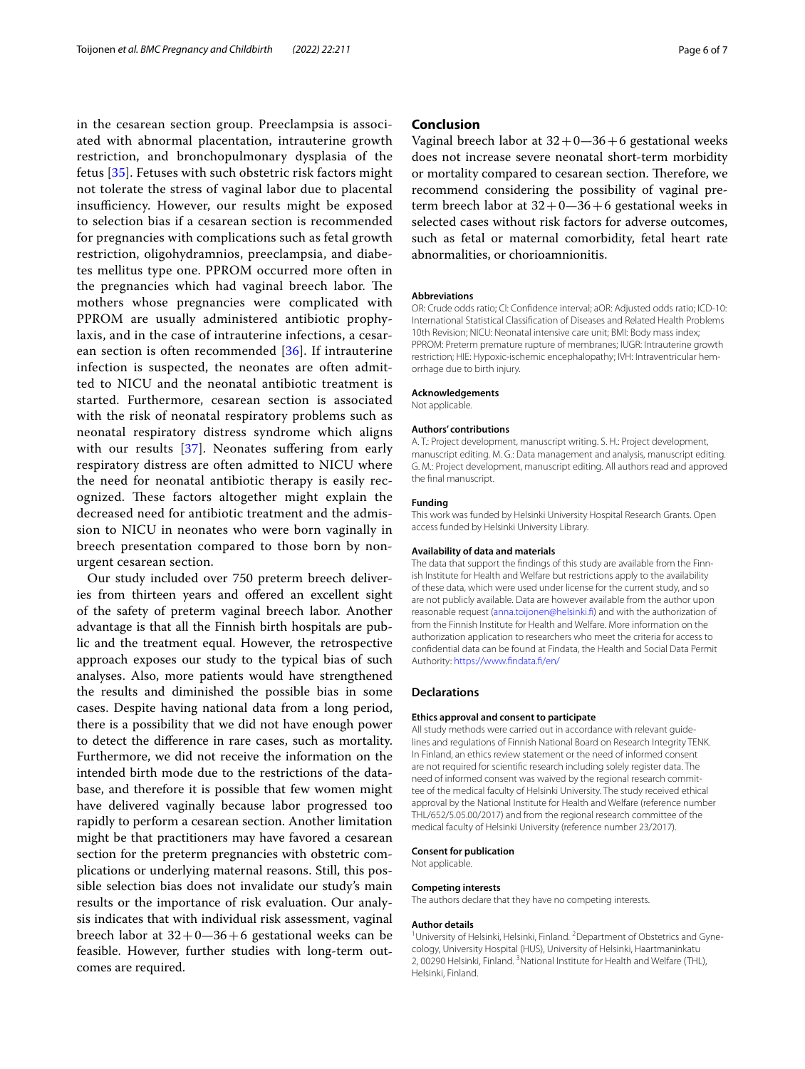in the cesarean section group. Preeclampsia is associated with abnormal placentation, intrauterine growth restriction, and bronchopulmonary dysplasia of the fetus [35]. Fetuses with such obstetric risk factors might not tolerate the stress of vaginal labor due to placental insufficiency. However, our results might be exposed to selection bias if a cesarean section is recommended for pregnancies with complications such as fetal growth restriction, oligohydramnios, preeclampsia, and diabetes mellitus type one. PPROM occurred more often in the pregnancies which had vaginal breech labor. The mothers whose pregnancies were complicated with PPROM are usually administered antibiotic prophylaxis, and in the case of intrauterine infections, a cesarean section is often recommended [36]. If intrauterine infection is suspected, the neonates are often admitted to NICU and the neonatal antibiotic treatment is started. Furthermore, cesarean section is associated with the risk of neonatal respiratory problems such as neonatal respiratory distress syndrome which aligns with our results [37]. Neonates suffering from early respiratory distress are often admitted to NICU where the need for neonatal antibiotic therapy is easily recognized. These factors altogether might explain the decreased need for antibiotic treatment and the admission to NICU in neonates who were born vaginally in breech presentation compared to those born by non-urgent cesarean section.

Our study included over 750 preterm breech deliveries from thirteen years and offered an excellent sight of the safety of preterm vaginal breech labor. Another advantage is that all the Finnish birth hospitals are public and the treatment equal. However, the retrospective approach exposes our study to the typical bias of such analyses. Also, more patients would have strengthened the results and diminished the possible bias in some cases. Despite having national data from a long period, there is a possibility that we did not have enough power to detect the difference in rare cases, such as mortality. Furthermore, we did not receive the information on the intended birth mode due to the restrictions of the database, and therefore it is possible that few women might have delivered vaginally because labor progressed too rapidly to perform a cesarean section. Another limitation might be that practitioners may have favored a cesarean section for the preterm pregnancies with obstetric complications or underlying maternal reasons. Still, this possible selection bias does not invalidate our study's main results or the importance of risk evaluation. Our analysis indicates that with individual risk assessment, vaginal breech labor at 32 + 0—36 + 6 gestational weeks can be feasible. However, further studies with long-term outcomes are required.

## Conclusion

Vaginal breech labor at 32 + 0—36 + 6 gestational weeks does not increase severe neonatal short-term morbidity or mortality compared to cesarean section. Therefore, we recommend considering the possibility of vaginal preterm breech labor at 32 + 0—36 + 6 gestational weeks in selected cases without risk factors for adverse outcomes, such as fetal or maternal comorbidity, fetal heart rate abnormalities, or chorioamnionitis.

#### Abbreviations

OR: Crude odds ratio; CI: Confidence interval; aOR: Adjusted odds ratio; ICD-10: International Statistical Classification of Diseases and Related Health Problems 10th Revision; NICU: Neonatal intensive care unit; BMI: Body mass index; PPROM: Preterm premature rupture of membranes; IUGR: Intrauterine growth restriction; HIE: Hypoxic-ischemic encephalopathy; IVH: Intraventricular hemorrhage due to birth injury.

#### Acknowledgements

Not applicable.

#### Authors' contributions

A. T.: Project development, manuscript writing. S. H.: Project development, manuscript editing. M. G.: Data management and analysis, manuscript editing. G. M.: Project development, manuscript editing. All authors read and approved the final manuscript.

#### Funding

This work was funded by Helsinki University Hospital Research Grants. Open access funded by Helsinki University Library.

#### Availability of data and materials

The data that support the findings of this study are available from the Finnish Institute for Health and Welfare but restrictions apply to the availability of these data, which were used under license for the current study, and so are not publicly available. Data are however available from the author upon reasonable request (anna.toijonen@helsinki.fi) and with the authorization of from the Finnish Institute for Health and Welfare. More information on the authorization application to researchers who meet the criteria for access to confidential data can be found at Findata, the Health and Social Data Permit Authority: https://www.findata.fi/en/

### Declarations

#### Ethics approval and consent to participate

All study methods were carried out in accordance with relevant guidelines and regulations of Finnish National Board on Research Integrity TENK. In Finland, an ethics review statement or the need of informed consent are not required for scientific research including solely register data. The need of informed consent was waived by the regional research committee of the medical faculty of Helsinki University. The study received ethical approval by the National Institute for Health and Welfare (reference number THL/652/5.05.00/2017) and from the regional research committee of the medical faculty of Helsinki University (reference number 23/2017).

#### Consent for publication

Not applicable.

#### Competing interests

The authors declare that they have no competing interests.

#### Author details

[1] University of Helsinki, Helsinki, Finland. [2] Department of Obstetrics and Gynecology, University Hospital (HUS), University of Helsinki, Haartmaninkatu 2, 00290 Helsinki, Finland. [3] National Institute for Health and Welfare (THL), Helsinki, Finland.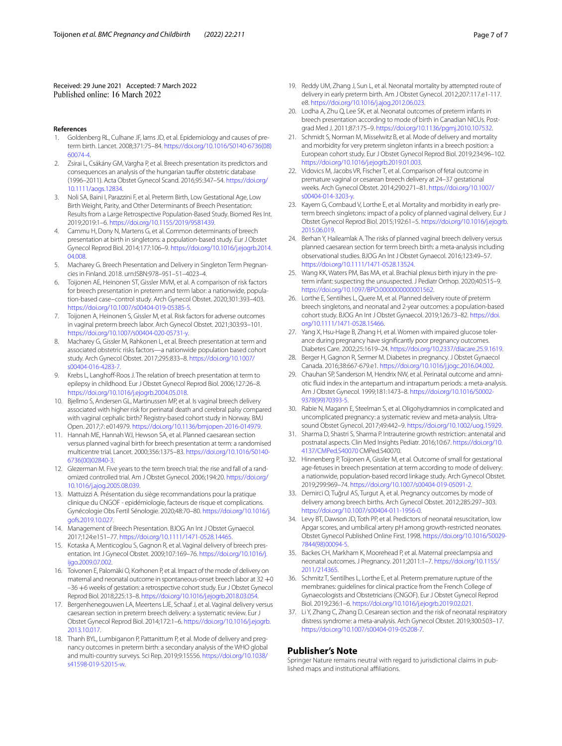Received: 29 June 2021 Accepted: 7 March 2022
Published online: 16 March 2022

## References

1. Goldenberg RL, Culhane JF, Iams JD, et al. Epidemiology and causes of preterm birth. Lancet. 2008;371:75–84. https://doi.org/10.1016/S0140-6736(08)60074-4.
2. Zsirai L, Csákány GM, Vargha P, et al. Breech presentation its predictors and consequences an analysis of the hungarian tauffer obstetric database (1996–2011). Acta Obstet Gynecol Scand. 2016;95:347–54. https://doi.org/10.1111/aogs.12834.
3. Noli SA, Baini I, Parazzini F, et al. Preterm Birth, Low Gestational Age, Low Birth Weight, Parity, and Other Determinants of Breech Presentation: Results from a Large Retrospective Population-Based Study. Biomed Res Int. 2019;2019:1–6. https://doi.org/10.1155/2019/9581439.
4. Cammu H, Dony N, Martens G, et al. Common determinants of breech presentation at birth in singletons: a population-based study. Eur J Obstet Gynecol Reprod Biol. 2014;177:106–9. https://doi.org/10.1016/j.ejogrb.2014.04.008.
5. Macharey G. Breech Presentation and Delivery in Singleton Term Pregnancies in Finland. 2018. urn:ISBN:978–951–51–4023–4.
6. Toijonen AE, Heinonen ST, Gissler MVM, et al. A comparison of risk factors for breech presentation in preterm and term labor: a nationwide, population-based case–control study. Arch Gynecol Obstet. 2020;301:393–403. https://doi.org/10.1007/s00404-019-05385-5.
7. Toijonen A, Heinonen S, Gissler M, et al. Risk factors for adverse outcomes in vaginal preterm breech labor. Arch Gynecol Obstet. 2021;303:93–101. https://doi.org/10.1007/s00404-020-05731-y.
8. Macharey G, Gissler M, Rahkonen L, et al. Breech presentation at term and associated obstetric risks factors—a nationwide population based cohort study. Arch Gynecol Obstet. 2017;295:833–8. https://doi.org/10.1007/s00404-016-4283-7.
9. Krebs L, Langhoff-Roos J. The relation of breech presentation at term to epilepsy in childhood. Eur J Obstet Gynecol Reprod Biol. 2006;127:26–8. https://doi.org/10.1016/j.ejogrb.2004.05.018.
10. Bjellmo S, Andersen GL, Martinussen MP, et al. Is vaginal breech delivery associated with higher risk for perinatal death and cerebral palsy compared with vaginal cephalic birth? Registry-based cohort study in Norway. BMJ Open. 2017;7: e014979. https://doi.org/10.1136/bmjopen-2016-014979.
11. Hannah ME, Hannah WJ, Hewson SA, et al. Planned caesarean section versus planned vaginal birth for breech presentation at term: a randomised multicentre trial. Lancet. 2000;356:1375–83. https://doi.org/10.1016/S0140-6736(00)02840-3.
12. Glezerman M. Five years to the term breech trial: the rise and fall of a randomized controlled trial. Am J Obstet Gynecol. 2006;194:20. https://doi.org/10.1016/j.ajog.2005.08.039.
13. Mattuizzi A. Présentation du siège recommandations pour la pratique clinique du CNGOF - epidémiologie, facteurs de risque et complications. Gynécologie Obs Fertil Sénologie. 2020;48:70–80. https://doi.org/10.1016/j.gofs.2019.10.027.
14. Management of Breech Presentation. BJOG An Int J Obstet Gynaecol. 2017;124:e151–77. https://doi.org/10.1111/1471-0528.14465.
15. Kotaska A, Menticoglou S, Gagnon R, et al. Vaginal delivery of breech presentation. Int J Gynecol Obstet. 2009;107:169–76. https://doi.org/10.1016/j.ijgo.2009.07.002.
16. Toivonen E, Palomäki O, Korhonen P, et al. Impact of the mode of delivery on maternal and neonatal outcome in spontaneous-onset breech labor at 32 +0 –36 +6 weeks of gestation: a retrospective cohort study. Eur J Obstet Gynecol Reprod Biol. 2018;225:13–8. https://doi.org/10.1016/j.ejogrb.2018.03.054.
17. Bergenhenegouwen LA, Meertens LJE, Schaaf J, et al. Vaginal delivery versus caesarean section in preterm breech delivery: a systematic review. Eur J Obstet Gynecol Reprod Biol. 2014;172:1–6. https://doi.org/10.1016/j.ejogrb.2013.10.017.
18. Thanh BYL, Lumbiganon P, Pattanittum P, et al. Mode of delivery and pregnancy outcomes in preterm birth: a secondary analysis of the WHO global and multi-country surveys. Sci Rep. 2019;9:15556. https://doi.org/10.1038/s41598-019-52015-w.
19. Reddy UM, Zhang J, Sun L, et al. Neonatal mortality by attempted route of delivery in early preterm birth. Am J Obstet Gynecol. 2012;207:117.e1-117.e8. https://doi.org/10.1016/j.ajog.2012.06.023.
20. Lodha A, Zhu Q, Lee SK, et al. Neonatal outcomes of preterm infants in breech presentation according to mode of birth in Canadian NICUs. Postgrad Med J. 2011;87:175–9. https://doi.org/10.1136/pgmj.2010.107532.
21. Schmidt S, Norman M, Misselwitz B, et al. Mode of delivery and mortality and morbidity for very preterm singleton infants in a breech position: a European cohort study. Eur J Obstet Gynecol Reprod Biol. 2019;234:96–102. https://doi.org/10.1016/j.ejogrb.2019.01.003.
22. Vidovics M, Jacobs VR, Fischer T, et al. Comparison of fetal outcome in premature vaginal or cesarean breech delivery at 24–37 gestational weeks. Arch Gynecol Obstet. 2014;290:271–81. https://doi.org/10.1007/s00404-014-3203-y.
23. Kayem G, Combaud V, Lorthe E, et al. Mortality and morbidity in early preterm breech singletons: impact of a policy of planned vaginal delivery. Eur J Obstet Gynecol Reprod Biol. 2015;192:61–5. https://doi.org/10.1016/j.ejogrb.2015.06.019.
24. Berhan Y, Haileamlak A. The risks of planned vaginal breech delivery versus planned caesarean section for term breech birth: a meta-analysis including observational studies. BJOG An Int J Obstet Gynaecol. 2016;123:49–57. https://doi.org/10.1111/1471-0528.13524.
25. Wang KK, Waters PM, Bas MA, et al. Brachial plexus birth injury in the preterm infant: suspecting the unsuspected. J Pediatr Orthop. 2020;40:515–9. https://doi.org/10.1097/BPO.0000000000001562.
26. Lorthe E, Sentilhes L, Quere M, et al. Planned delivery route of preterm breech singletons, and neonatal and 2-year outcomes: a population-based cohort study. BJOG An Int J Obstet Gynaecol. 2019;126:73–82. https://doi.org/10.1111/1471-0528.15466.
27. Yang X, Hsu-Hage B, Zhang H, et al. Women with impaired glucose tolerance during pregnancy have significantly poor pregnancy outcomes. Diabetes Care. 2002;25:1619–24. https://doi.org/10.2337/diacare.25.9.1619.
28. Berger H, Gagnon R, Sermer M. Diabetes in pregnancy. J Obstet Gynaecol Canada. 2016;38:667-679.e1. https://doi.org/10.1016/j.jogc.2016.04.002.
29. Chauhan SP, Sanderson M, Hendrix NW, et al. Perinatal outcome and amniotic fluid index in the antepartum and intrapartum periods: a meta-analysis. Am J Obstet Gynecol. 1999;181:1473–8. https://doi.org/10.1016/S0002-9378(99)70393-5.
30. Rabie N, Magann E, Steelman S, et al. Oligohydramnios in complicated and uncomplicated pregnancy: a systematic review and meta-analysis. Ultrasound Obstet Gynecol. 2017;49:442–9. https://doi.org/10.1002/uog.15929.
31. Sharma D, Shastri S, Sharma P. Intrauterine growth restriction: antenatal and postnatal aspects. Clin Med Insights Pediatr. 2016;10:67. https://doi.org/10.4137/CMPed.S40070 CMPed.S40070.
32. Hinnenberg P, Toijonen A, Gissler M, et al. Outcome of small for gestational age-fetuses in breech presentation at term according to mode of delivery: a nationwide, population-based record linkage study. Arch Gynecol Obstet. 2019;299:969–74. https://doi.org/10.1007/s00404-019-05091-2.
33. Demirci O, Tuğrul AS, Turgut A, et al. Pregnancy outcomes by mode of delivery among breech births. Arch Gynecol Obstet. 2012;285:297–303. https://doi.org/10.1007/s00404-011-1956-0.
34. Levy BT, Dawson JD, Toth PP, et al. Predictors of neonatal resuscitation, low Apgar scores, and umbilical artery pH among growth-restricted neonates. Obstet Gynecol Published Online First. 1998. https://doi.org/10.1016/S0029-7844(98)00094-5.
35. Backes CH, Markham K, Moorehead P, et al. Maternal preeclampsia and neonatal outcomes. J Pregnancy. 2011;2011:1–7. https://doi.org/10.1155/2011/214365.
36. Schmitz T, Sentilhes L, Lorthe E, et al. Preterm premature rupture of the membranes: guidelines for clinical practice from the French College of Gynaecologists and Obstetricians (CNGOF). Eur J Obstet Gynecol Reprod Biol. 2019;236:1–6. https://doi.org/10.1016/j.ejogrb.2019.02.021.
37. Li Y, Zhang C, Zhang D. Cesarean section and the risk of neonatal respiratory distress syndrome: a meta-analysis. Arch Gynecol Obstet. 2019;300:503–17. https://doi.org/10.1007/s00404-019-05208-7.

## Publisher's Note

Springer Nature remains neutral with regard to jurisdictional claims in published maps and institutional affiliations.